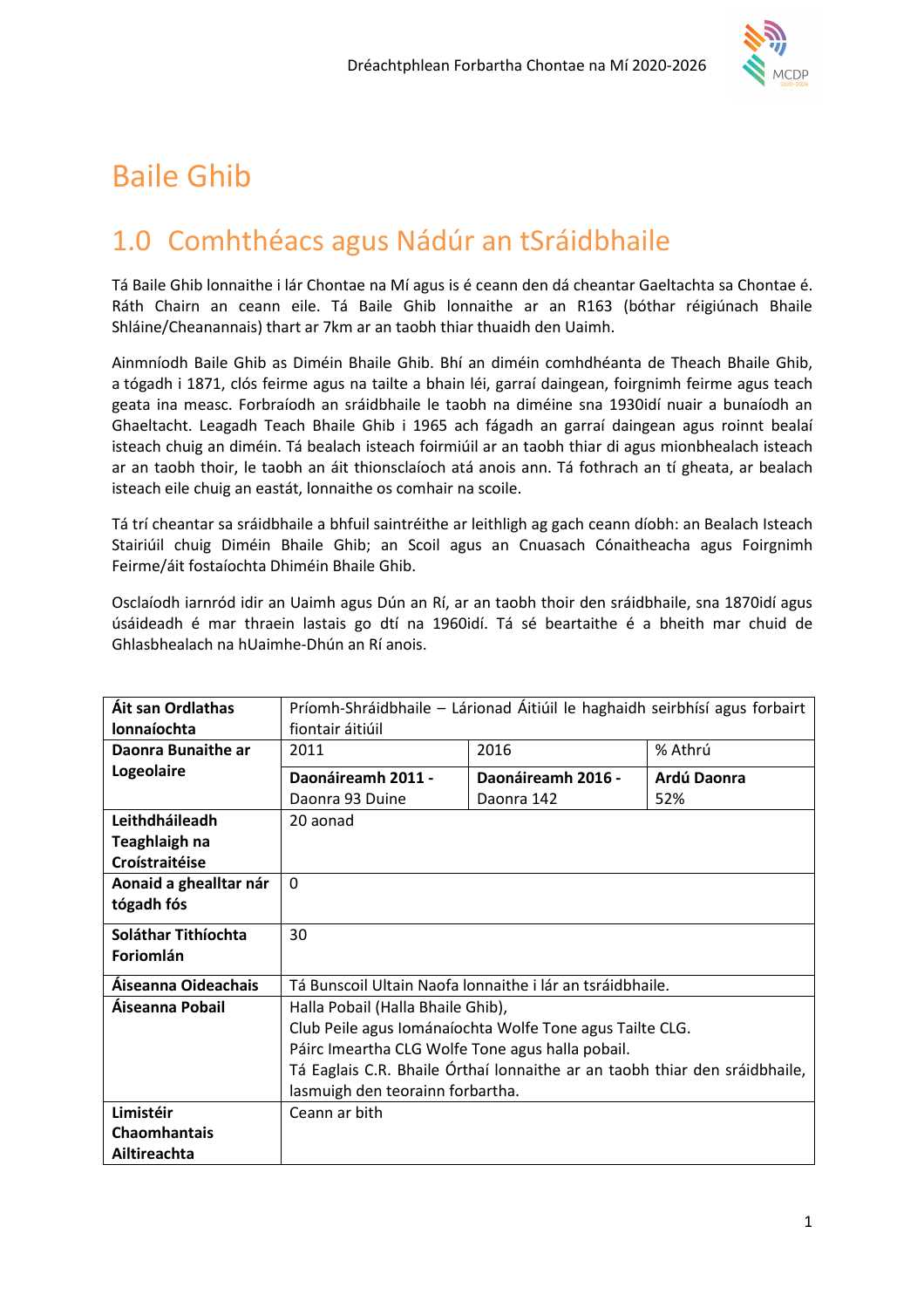# Baile Ghib

## 1.0 Comhthéacs agus Nádúr an tSráidbhaile

Tá Baile Ghib lonnaithe i lár Chontae na Mí agus is é ceann den dá cheantar Gaeltachta sa Chontae é. Ráth Chairn an ceann eile. Tá Baile Ghib lonnaithe ar an R163 (bóthar réigiúnach Bhaile Shláine/Cheanannais) thart ar 7km ar an taobh thiar thuaidh den Uaimh.

Ainmníodh Baile Ghib as Diméin Bhaile Ghib. Bhí an diméin comhdhéanta de Theach Bhaile Ghib, a tógadh i 1871, clós feirme agus na tailte a bhain léi, garraí daingean, foirgnimh feirme agus teach geata ina measc. Forbraíodh an sráidbhaile le taobh na diméine sna 1930idí nuair a bunaíodh an Ghaeltacht. Leagadh Teach Bhaile Ghib i 1965 ach fágadh an garraí daingean agus roinnt bealaí isteach chuig an diméin. Tá bealach isteach foirmiúil ar an taobh thiar di agus mionbhealach isteach ar an taobh thoir, le taobh an áit thionsclaíoch atá anois ann. Tá fothrach an tí gheata, ar bealach isteach eile chuig an eastát, lonnaithe os comhair na scoile.

Tá trí cheantar sa sráidbhaile a bhfuil saintréithe ar leithligh ag gach ceann díobh: an Bealach Isteach Stairiúil chuig Diméin Bhaile Ghib; an Scoil agus an Cnuasach Cónaitheacha agus Foirgnimh Feirme/áit fostaíochta Dhiméin Bhaile Ghib.

Osclaíodh iarnród idir an Uaimh agus Dún an Rí, ar an taobh thoir den sráidbhaile, sna 1870idí agus úsáideadh é mar thraein lastais go dtí na 1960idí. Tá sé beartaithe é a bheith mar chuid de Ghlasbhealach na hUaimhe-Dhún an Rí anois.

| | | | |
|---|---|---|---|
| **Áit san Ordlathas lonnaíochta** | Príomh-Shráidbhaile – Lárionad Áitiúil le haghaidh seirbhísí agus forbairt fiontair áitiúil | | |
| **Daonra Bunaithe ar Logeolaire** | 2011 | 2016 | % Athrú |
| | **Daonáireamh 2011 -** Daonra 93 Duine | **Daonáireamh 2016 -** Daonra 142 | **Ardú Daonra** 52% |
| **Leithdháileadh Teaghlaigh na Croístraitéise** | 20 aonad | | |
| **Aonaid a ghealltar nár tógadh fós** | 0 | | |
| **Soláthar Tithíochta Foriomlán** | 30 | | |
| **Áiseanna Oideachais** | Tá Bunscoil Ultain Naofa lonnaithe i lár an tsráidbhaile. | | |
| **Áiseanna Pobail** | Halla Pobail (Halla Bhaile Ghib),<br>Club Peile agus Iománaíochta Wolfe Tone agus Tailte CLG.<br>Páirc Imeartha CLG Wolfe Tone agus halla pobail.<br>Tá Eaglais C.R. Bhaile Órthaí lonnaithe ar an taobh thiar den sráidbhaile, lasmuigh den teorainn forbartha. | | |
| **Limistéir Chaomhantais Ailtireachta** | Ceann ar bith | | |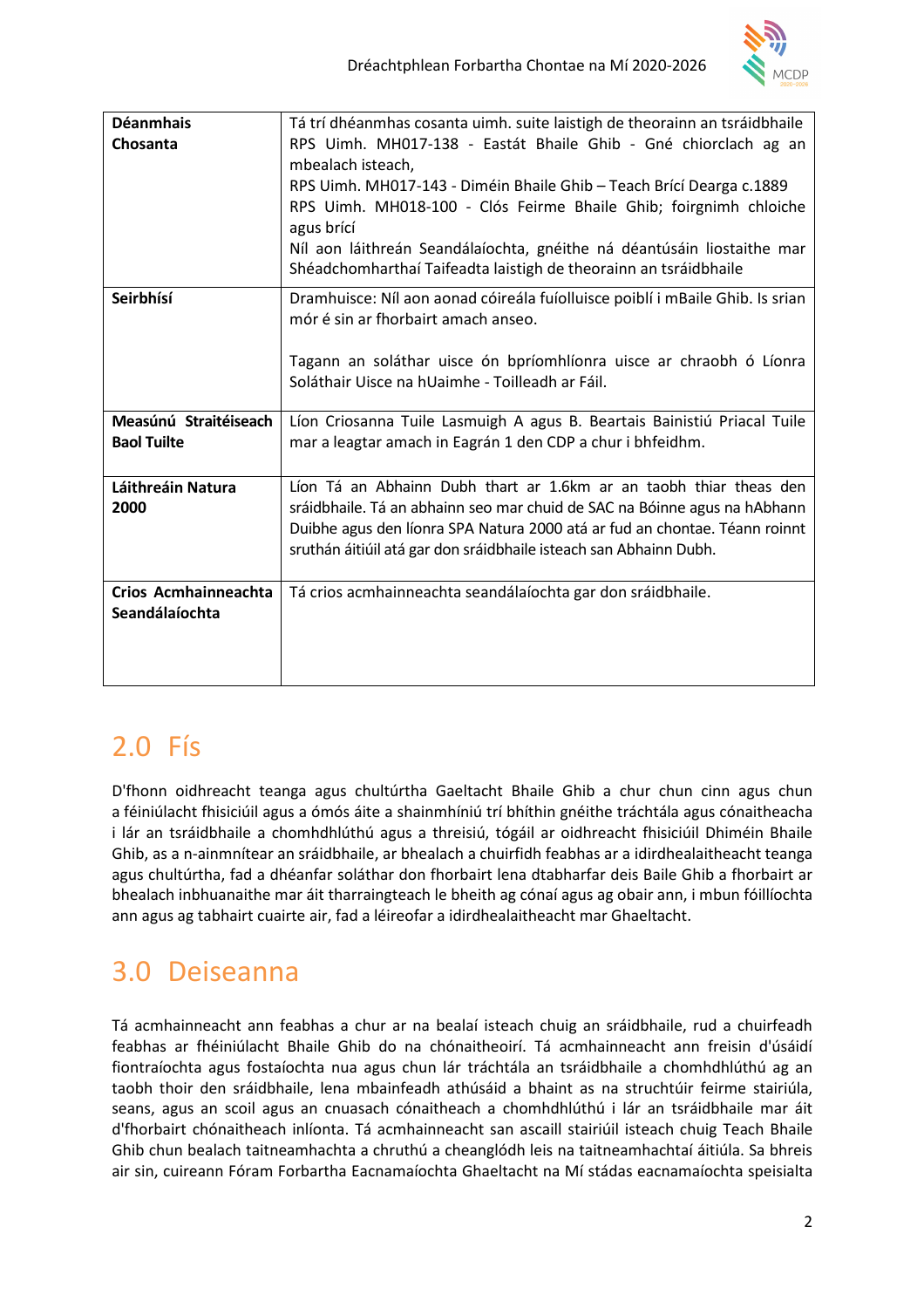| | |
|---|---|
| **Déanmhais Chosanta** | Tá trí dhéanmhas cosanta uimh. suite laistigh de theorainn an tsráidbhaile<br>RPS Uimh. MH017-138 - Eastát Bhaile Ghib - Gné chiorclach ag an mbealach isteach,<br>RPS Uimh. MH017-143 - Diméin Bhaile Ghib – Teach Brící Dearga c.1889<br>RPS Uimh. MH018-100 - Clós Feirme Bhaile Ghib; foirgnimh chloiche agus brící<br>Níl aon láithreán Seandálaíochta, gnéithe ná déantúsáin liostaithe mar Shéadchomharthaí Taifeadta laistigh de theorainn an tsráidbhaile |
| **Seirbhísí** | Dramhuisce: Níl aon aonad cóireála fuíolluisce poiblí i mBaile Ghib. Is srian mór é sin ar fhorbairt amach anseo.<br><br>Tagann an soláthar uisce ón bpríomhlíonra uisce ar chraobh ó Líonra Soláthair Uisce na hUaimhe - Toilleadh ar Fáil. |
| **Measúnú Straitéiseach Baol Tuilte** | Líon Criosanna Tuile Lasmuigh A agus B. Beartais Bainistiú Priacal Tuile mar a leagtar amach in Eagrán 1 den CDP a chur i bhfeidhm. |
| **Láithreáin Natura 2000** | Líon Tá an Abhainn Dubh thart ar 1.6km ar an taobh thiar theas den sráidbhaile. Tá an abhainn seo mar chuid de SAC na Bóinne agus na hAbhann Duibhe agus den líonra SPA Natura 2000 atá ar fud an chontae. Téann roinnt sruthán áitiúil atá gar don sráidbhaile isteach san Abhainn Dubh. |
| **Crios Acmhainneachta Seandálaíochta** | Tá crios acmhainneachta seandálaíochta gar don sráidbhaile. |

## 2.0 Fís

D'fhonn oidhreacht teanga agus chultúrtha Gaeltacht Bhaile Ghib a chur chun cinn agus chun a féiniúlacht fhisiciúil agus a ómós áite a shainmhíniú trí bhíthin gnéithe tráchtála agus cónaitheacha i lár an tsráidbhaile a chomhdhlúthú agus a threisiú, tógáil ar oidhreacht fhisiciúil Dhiméin Bhaile Ghib, as a n-ainmnítear an sráidbhaile, ar bhealach a chuirfidh feabhas ar a idirdhealaitheacht teanga agus chultúrtha, fad a dhéanfar soláthar don fhorbairt lena dtabharfar deis Baile Ghib a fhorbairt ar bhealach inbhuanaithe mar áit tharraingteach le bheith ag cónaí agus ag obair ann, i mbun fóillíochta ann agus ag tabhairt cuairte air, fad a léireofar a idirdhealaitheacht mar Ghaeltacht.

## 3.0 Deiseanna

Tá acmhainneacht ann feabhas a chur ar na bealaí isteach chuig an sráidbhaile, rud a chuirfeadh feabhas ar fhéiniúlacht Bhaile Ghib do na chónaitheoirí. Tá acmhainneacht ann freisin d'úsáidí fiontraíochta agus fostaíochta nua agus chun lár tráchtála an tsráidbhaile a chomhdhlúthú ag an taobh thoir den sráidbhaile, lena mbainfeadh athúsáid a bhaint as na struchtúir feirme stairiúla, seans, agus an scoil agus an cnuasach cónaitheach a chomhdhlúthú i lár an tsráidbhaile mar áit d'fhorbairt chónaitheach inlíonta. Tá acmhainneacht san ascaill stairiúil isteach chuig Teach Bhaile Ghib chun bealach taitneamhachta a chruthú a cheanglódh leis na taitneamhachtaí áitiúla. Sa bhreis air sin, cuireann Fóram Forbartha Eacnamaíochta Ghaeltacht na Mí stádas eacnamaíochta speisialta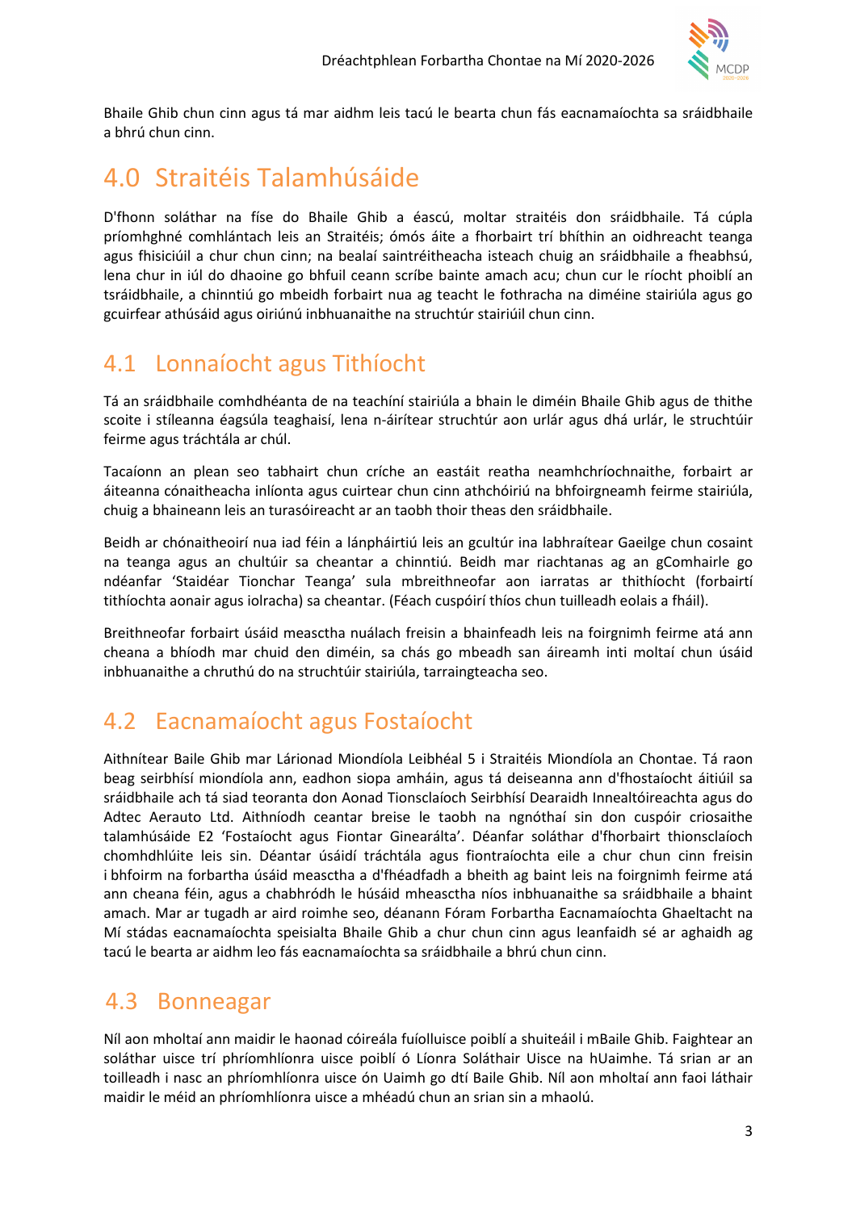Bhaile Ghib chun cinn agus tá mar aidhm leis tacú le bearta chun fás eacnamaíochta sa sráidbhaile a bhrú chun cinn.

# 4.0 Straitéis Talamhúsáide

D'fhonn soláthar na físe do Bhaile Ghib a éascú, moltar straitéis don sráidbhaile. Tá cúpla príomhghné comhlántach leis an Straitéis; ómós áite a fhorbairt trí bhíthin an oidhreacht teanga agus fhisiciúil a chur chun cinn; na bealaí saintréitheacha isteach chuig an sráidbhaile a fheabhsú, lena chur in iúl do dhaoine go bhfuil ceann scríbe bainte amach acu; chun cur le ríocht phoiblí an tsráidbhaile, a chinntiú go mbeidh forbairt nua ag teacht le fothracha na diméine stairiúla agus go gcuirfear athúsáid agus oiriúnú inbhuanaithe na struchtúr stairiúil chun cinn.

## 4.1 Lonnaíocht agus Tithíocht

Tá an sráidbhaile comhdhéanta de na teachíní stairiúla a bhain le diméin Bhaile Ghib agus de thithe scoite i stíleanna éagsúla teaghaisí, lena n-áirítear struchtúr aon urlár agus dhá urlár, le struchtúir feirme agus tráchtála ar chúl.

Tacaíonn an plean seo tabhairt chun críche an eastáit reatha neamhchríochnaithe, forbairt ar áiteanna cónaitheacha inlíonta agus cuirtear chun cinn athchóiriú na bhfoirgneamh feirme stairiúla, chuig a bhaineann leis an turasóireacht ar an taobh thoir theas den sráidbhaile.

Beidh ar chónaitheoirí nua iad féin a lánpháirtiú leis an gcultúr ina labhraítear Gaeilge chun cosaint na teanga agus an chultúir sa cheantar a chinntiú. Beidh mar riachtanas ag an gComhairle go ndéanfar 'Staidéar Tionchar Teanga' sula mbreithneofar aon iarratas ar thithíocht (forbairtí tithíochta aonair agus iolracha) sa cheantar. (Féach cuspóirí thíos chun tuilleadh eolais a fháil).

Breithneofar forbairt úsáid measctha nuálach freisin a bhainfeadh leis na foirgnimh feirme atá ann cheana a bhíodh mar chuid den diméin, sa chás go mbeadh san áireamh inti moltaí chun úsáid inbhuanaithe a chruthú do na struchtúir stairiúla, tarraingteacha seo.

## 4.2 Eacnamaíocht agus Fostaíocht

Aithnítear Baile Ghib mar Lárionad Miondíola Leibhéal 5 i Straitéis Miondíola an Chontae. Tá raon beag seirbhísí miondíola ann, eadhon siopa amháin, agus tá deiseanna ann d'fhostaíocht áitiúil sa sráidbhaile ach tá siad teoranta don Aonad Tionsclaíoch Seirbhísí Dearaidh Innealtóireachta agus do Adtec Aerauto Ltd. Aithníodh ceantar breise le taobh na ngnóthaí sin don cuspóir criosaithe talamhúsáide E2 'Fostaíocht agus Fiontar Ginearálta'. Déanfar soláthar d'fhorbairt thionsclaíoch chomhdhlúite leis sin. Déantar úsáidí tráchtála agus fiontraíochta eile a chur chun cinn freisin i bhfoirm na forbartha úsáid measctha a d'fhéadfadh a bheith ag baint leis na foirgnimh feirme atá ann cheana féin, agus a chabhródh le húsáid mheasctha níos inbhuanaithe sa sráidbhaile a bhaint amach. Mar ar tugadh ar aird roimhe seo, déanann Fóram Forbartha Eacnamaíochta Ghaeltacht na Mí stádas eacnamaíochta speisialta Bhaile Ghib a chur chun cinn agus leanfaidh sé ar aghaidh ag tacú le bearta ar aidhm leo fás eacnamaíochta sa sráidbhaile a bhrú chun cinn.

## 4.3 Bonneagar

Níl aon mholtaí ann maidir le haonad cóireála fuíolluisce poiblí a shuiteáil i mBaile Ghib. Faightear an soláthar uisce trí phríomhlíonra uisce poiblí ó Líonra Soláthair Uisce na hUaimhe. Tá srian ar an toilleadh i nasc an phríomhlíonra uisce ón Uaimh go dtí Baile Ghib. Níl aon mholtaí ann faoi láthair maidir le méid an phríomhlíonra uisce a mhéadú chun an srian sin a mhaolú.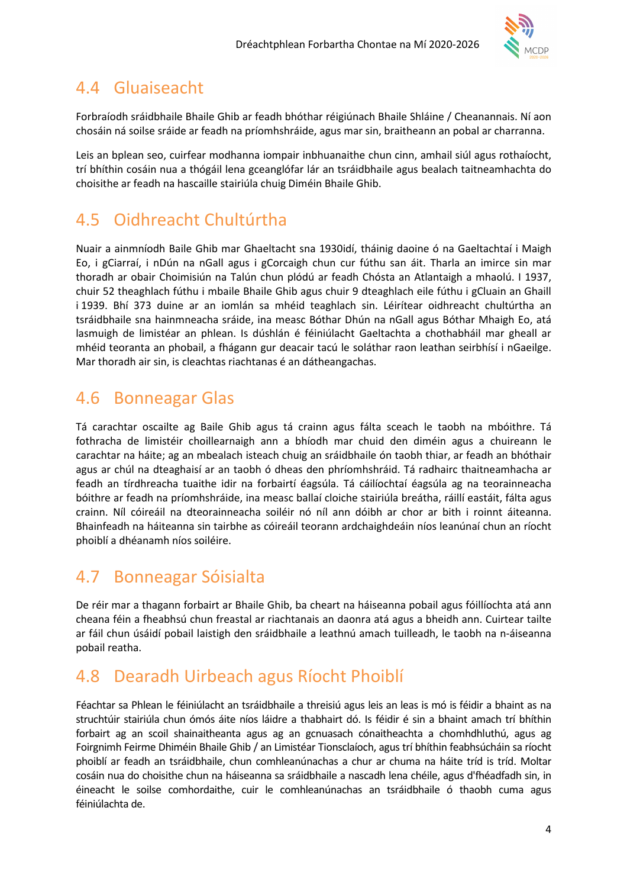## 4.4 Gluaiseacht

Forbraíodh sráidbhaile Bhaile Ghib ar feadh bhóthar réigiúnach Bhaile Shláine / Cheanannais. Ní aon chosáin ná soilse sráide ar feadh na príomhshráide, agus mar sin, braitheann an pobal ar charranna.

Leis an bplean seo, cuirfear modhanna iompair inbhuanaithe chun cinn, amhail siúl agus rothaíocht, trí bhíthin cosáin nua a thógáil lena gceanglófar lár an tsráidbhaile agus bealach taitneamhachta do choisithe ar feadh na hascaille stairiúla chuig Diméin Bhaile Ghib.

## 4.5 Oidhreacht Chultúrtha

Nuair a ainmníodh Baile Ghib mar Ghaeltacht sna 1930idí, tháinig daoine ó na Gaeltachtaí i Maigh Eo, i gCiarraí, i nDún na nGall agus i gCorcaigh chun cur fúthu san áit. Tharla an imirce sin mar thoradh ar obair Choimisiún na Talún chun plódú ar feadh Chósta an Atlantaigh a mhaolú. I 1937, chuir 52 theaghlach fúthu i mbaile Bhaile Ghib agus chuir 9 dteaghlach eile fúthu i gCluain an Ghaill i 1939. Bhí 373 duine ar an iomlán sa mhéid teaghlach sin. Léirítear oidhreacht chultúrtha an tsráidbhaile sna hainmneacha sráide, ina measc Bóthar Dhún na nGall agus Bóthar Mhaigh Eo, atá lasmuigh de limistéar an phlean. Is dúshlán é féiniúlacht Gaeltachta a chothabháil mar gheall ar mhéid teoranta an phobail, a fhágann gur deacair tacú le soláthar raon leathan seirbhísí i nGaeilge. Mar thoradh air sin, is cleachtas riachtanas é an dátheangachas.

## 4.6 Bonneagar Glas

Tá carachtar oscailte ag Baile Ghib agus tá crainn agus fálta sceach le taobh na mbóithre. Tá fothracha de limistéir choillearnaigh ann a bhíodh mar chuid den diméin agus a chuireann le carachtar na háite; ag an mbealach isteach chuig an sráidbhaile ón taobh thiar, ar feadh an bhóthair agus ar chúl na dteaghaisí ar an taobh ó dheas den phríomhshráid. Tá radhairc thaitneamhacha ar feadh an tírdhreacha tuaithe idir na forbairtí éagsúla. Tá cáilíochtaí éagsúla ag na teorainneacha bóithre ar feadh na príomhshráide, ina measc ballaí cloiche stairiúla breátha, ráillí eastáit, fálta agus crainn. Níl cóireáil na dteorainneacha soiléir nó níl ann dóibh ar chor ar bith i roinnt áiteanna. Bhainfeadh na háiteanna sin tairbhe as cóireáil teorann ardchaighdeáin níos leanúnaí chun an ríocht phoiblí a dhéanamh níos soiléire.

## 4.7 Bonneagar Sóisialta

De réir mar a thagann forbairt ar Bhaile Ghib, ba cheart na háiseanna pobail agus fóillíochta atá ann cheana féin a fheabhsú chun freastal ar riachtanais an daonra atá agus a bheidh ann. Cuirtear tailte ar fáil chun úsáidí pobail laistigh den sráidbhaile a leathnú amach tuilleadh, le taobh na n-áiseanna pobail reatha.

## 4.8 Dearadh Uirbeach agus Ríocht Phoiblí

Féachtar sa Phlean le féiniúlacht an tsráidbhaile a threisiú agus leis an leas is mó is féidir a bhaint as na struchtúir stairiúla chun ómós áite níos láidre a thabhairt dó. Is féidir é sin a bhaint amach trí bhíthin forbairt ag an scoil shainaitheanta agus ag an gcnuasach cónaitheachta a chomhdhlúthú, agus ag Foirgnimh Feirme Dhiméin Bhaile Ghib / an Limistéar Tionsclaíoch, agus trí bhíthin feabhsúcháin sa ríocht phoiblí ar feadh an tsráidbhaile, chun comhleanúnachas a chur ar chuma na háite tríd is tríd. Moltar cosáin nua do choisithe chun na háiseanna sa sráidbhaile a nascadh lena chéile, agus d'fhéadfadh sin, in éineacht le soilse comhordaithe, cuir le comhleanúnachas an tsráidbhaile ó thaobh cuma agus féiniúlachta de.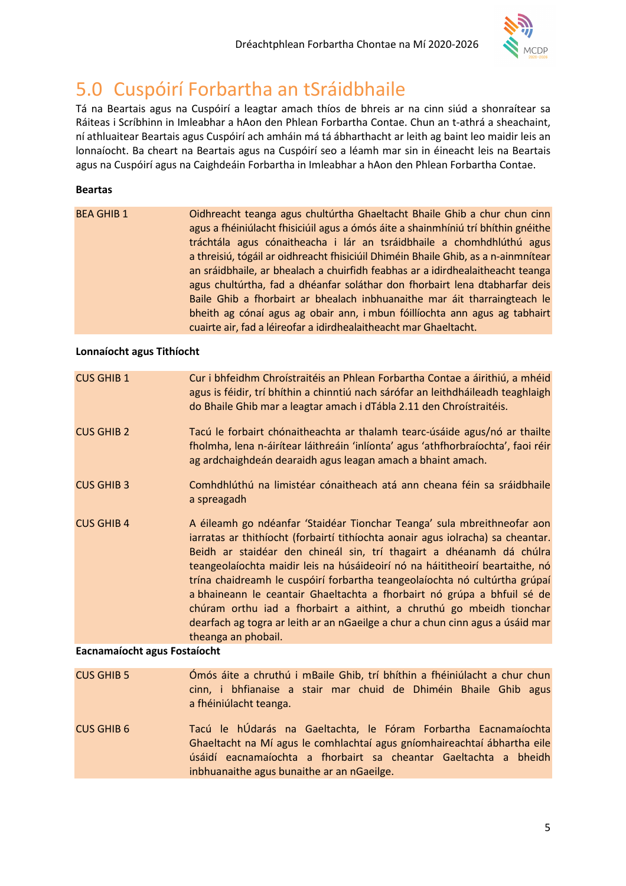# 5.0 Cuspóirí Forbartha an tSráidbhaile

Tá na Beartais agus na Cuspóirí a leagtar amach thíos de bhreis ar na cinn siúd a shonraítear sa Ráiteas i Scríbhinn in Imleabhar a hAon den Phlean Forbartha Contae. Chun an t-athrá a sheachaint, ní athluaitear Beartais agus Cuspóirí ach amháin má tá ábharthacht ar leith ag baint leo maidir leis an lonnaíocht. Ba cheart na Beartais agus na Cuspóirí seo a léamh mar sin in éineacht leis na Beartais agus na Cuspóirí agus na Caighdeáin Forbartha in Imleabhar a hAon den Phlean Forbartha Contae.

**Beartas**

| | |
|---|---|
| BEA GHIB 1 | Oidhreacht teanga agus chultúrtha Ghaeltacht Bhaile Ghib a chur chun cinn agus a fhéiniúlacht fhisiciúil agus a ómós áite a shainmhíniú trí bhíthin gnéithe tráchtála agus cónaitheacha i lár an tsráidbhaile a chomhdhlúthú agus a threisiú, tógáil ar oidhreacht fhisiciúil Dhiméin Bhaile Ghib, as a n-ainmnítear an sráidbhaile, ar bhealach a chuirfidh feabhas ar a idirdhealaitheacht teanga agus chultúrtha, fad a dhéanfar soláthar don fhorbairt lena dtabharfar deis Baile Ghib a fhorbairt ar bhealach inbhuanaithe mar áit tharraingteach le bheith ag cónaí agus ag obair ann, i mbun fóillíochta ann agus ag tabhairt cuairte air, fad a léireofar a idirdhealaitheacht mar Ghaeltacht. |

**Lonnaíocht agus Tithíocht**

| | |
|---|---|
| CUS GHIB 1 | Cur i bhfeidhm Chroístraitéis an Phlean Forbartha Contae a áirithiú, a mhéid agus is féidir, trí bhíthin a chinntiú nach sárófar an leithdháileadh teaghlaigh do Bhaile Ghib mar a leagtar amach i dTábla 2.11 den Chroístraitéis. |
| CUS GHIB 2 | Tacú le forbairt chónaitheachta ar thalamh tearc-úsáide agus/nó ar thailte fholmha, lena n-áirítear láithreáin 'inlíonta' agus 'athfhorbraíochta', faoi réir ag ardchaighdeán dearaidh agus leagan amach a bhaint amach. |
| CUS GHIB 3 | Comhdhlúthú na limistéar cónaitheach atá ann cheana féin sa sráidbhaile a spreagadh |
| CUS GHIB 4 | A éileamh go ndéanfar 'Staidéar Tionchar Teanga' sula mbreithneofar aon iarratas ar thithíocht (forbairtí tithíochta aonair agus iolracha) sa cheantar. Beidh ar staidéar den chineál sin, trí thagairt a dhéanamh dá chúlra teangeolaíochta maidir leis na húsáideoirí nó na háititheoirí beartaithe, nó trína chaidreamh le cuspóirí forbartha teangeolaíochta nó cultúrtha grúpaí a bhaineann le ceantair Ghaeltachta a fhorbairt nó grúpa a bhfuil sé de chúram orthu iad a fhorbairt a aithint, a chruthú go mbeidh tionchar dearfach ag togra ar leith ar an nGaeilge a chur a chun cinn agus a úsáid mar theanga an phobail. |

**Eacnamaíocht agus Fostaíocht**

| | |
|---|---|
| CUS GHIB 5 | Ómós áite a chruthú i mBaile Ghib, trí bhíthin a fhéiniúlacht a chur chun cinn, i bhfianaise a stair mar chuid de Dhiméin Bhaile Ghib agus a fhéiniúlacht teanga. |
| CUS GHIB 6 | Tacú le hÚdarás na Gaeltachta, le Fóram Forbartha Eacnamaíochta Ghaeltacht na Mí agus le comhlachtaí agus gníomhaireachtaí ábhartha eile úsáidí eacnamaíochta a fhorbairt sa cheantar Gaeltachta a bheidh inbhuanaithe agus bunaithe ar an nGaeilge. |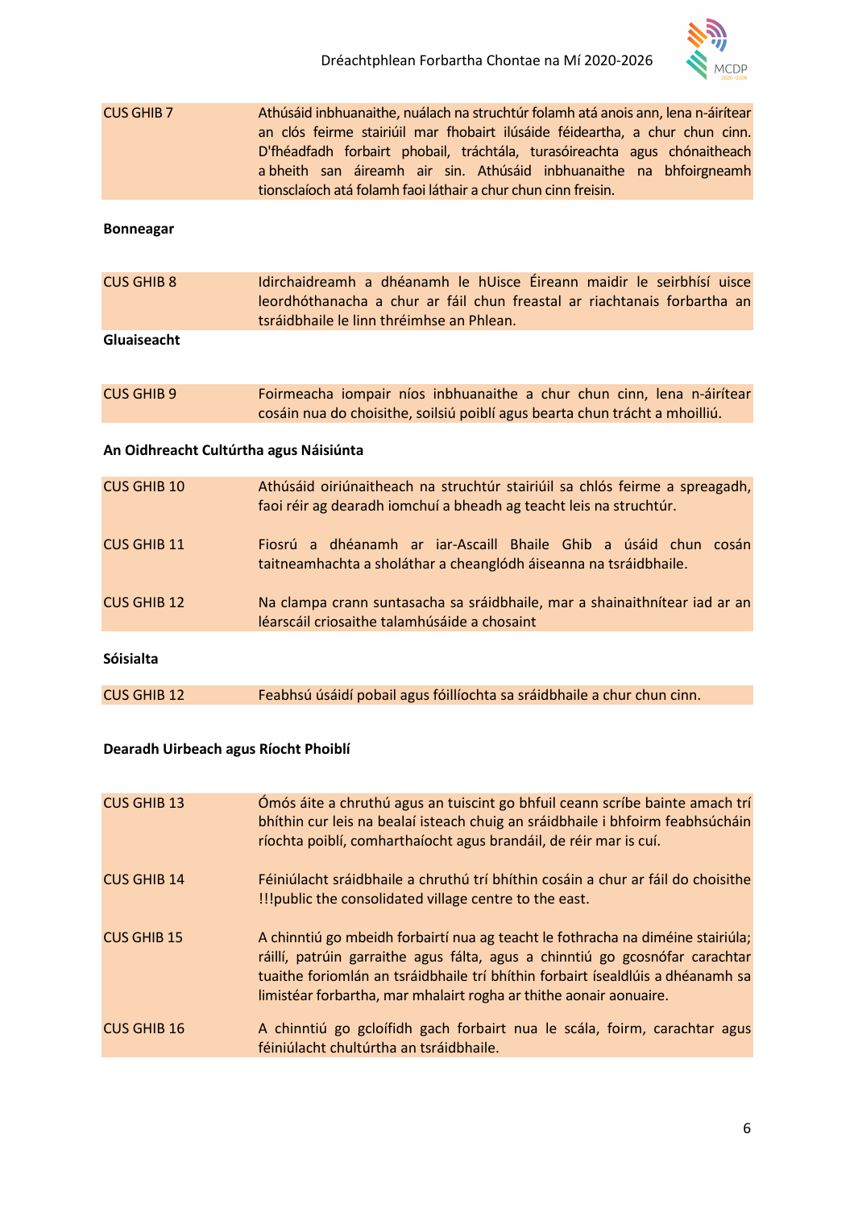| | |
|---|---|
| CUS GHIB 7 | Athúsáid inbhuanaithe, nuálach na struchtúr folamh atá anois ann, lena n-áirítear an clós feirme stairiúil mar fhobairt ilúsáide féideartha, a chur chun cinn. D'fhéadfadh forbairt phobail, tráchtála, turasóireachta agus chónaitheach a bheith san áireamh air sin. Athúsáid inbhuanaithe na bhfoirgneamh tionsclaíoch atá folamh faoi láthair a chur chun cinn freisin. |

**Bonneagar**

| | |
|---|---|
| CUS GHIB 8 | Idirchaidreamh a dhéanamh le hUisce Éireann maidir le seirbhísí uisce leordhóthanacha a chur ar fáil chun freastal ar riachtanais forbartha an tsráidbhaile le linn thréimhse an Phlean. |

**Gluaiseacht**

| | |
|---|---|
| CUS GHIB 9 | Foirmeacha iompair níos inbhuanaithe a chur chun cinn, lena n-áirítear cosáin nua do choisithe, soilsiú poiblí agus bearta chun trácht a mhoilliú. |

**An Oidhreacht Cultúrtha agus Náisiúnta**

| | |
|---|---|
| CUS GHIB 10 | Athúsáid oiriúnaitheach na struchtúr stairiúil sa chlós feirme a spreagadh, faoi réir ag dearadh iomchuí a bheadh ag teacht leis na struchtúr. |
| CUS GHIB 11 | Fiosrú a dhéanamh ar iar-Ascaill Bhaile Ghib a úsáid chun cosán taitneamhachta a sholáthar a cheanglódh áiseanna na tsráidbhaile. |
| CUS GHIB 12 | Na clampa crann suntasacha sa sráidbhaile, mar a shainaithnítear iad ar an léarscáil criosaithe talamhúsáide a chosaint |

**Sóisialta**

| | |
|---|---|
| CUS GHIB 12 | Feabhsú úsáidí pobail agus fóillíochta sa sráidbhaile a chur chun cinn. |

**Dearadh Uirbeach agus Ríocht Phoiblí**

| | |
|---|---|
| CUS GHIB 13 | Ómós áite a chruthú agus an tuiscint go bhfuil ceann scríbe bainte amach trí bhíthin cur leis na bealaí isteach chuig an sráidbhaile i bhfoirm feabhsúcháin ríochta poiblí, comharthaíocht agus brandáil, de réir mar is cuí. |
| CUS GHIB 14 | Féiniúlacht sráidbhaile a chruthú trí bhíthin cosáin a chur ar fáil do choisithe !!!public the consolidated village centre to the east. |
| CUS GHIB 15 | A chinntiú go mbeidh forbairtí nua ag teacht le fothracha na diméine stairiúla; ráillí, patrúin garraithe agus fálta, agus a chinntiú go gcosnófar carachtar tuaithe foriomlán an tsráidbhaile trí bhíthin forbairt ísealdlúis a dhéanamh sa limistéar forbartha, mar mhalairt rogha ar thithe aonair aonuaire. |
| CUS GHIB 16 | A chinntiú go gcloífidh gach forbairt nua le scála, foirm, carachtar agus féiniúlacht chultúrtha an tsráidbhaile. |